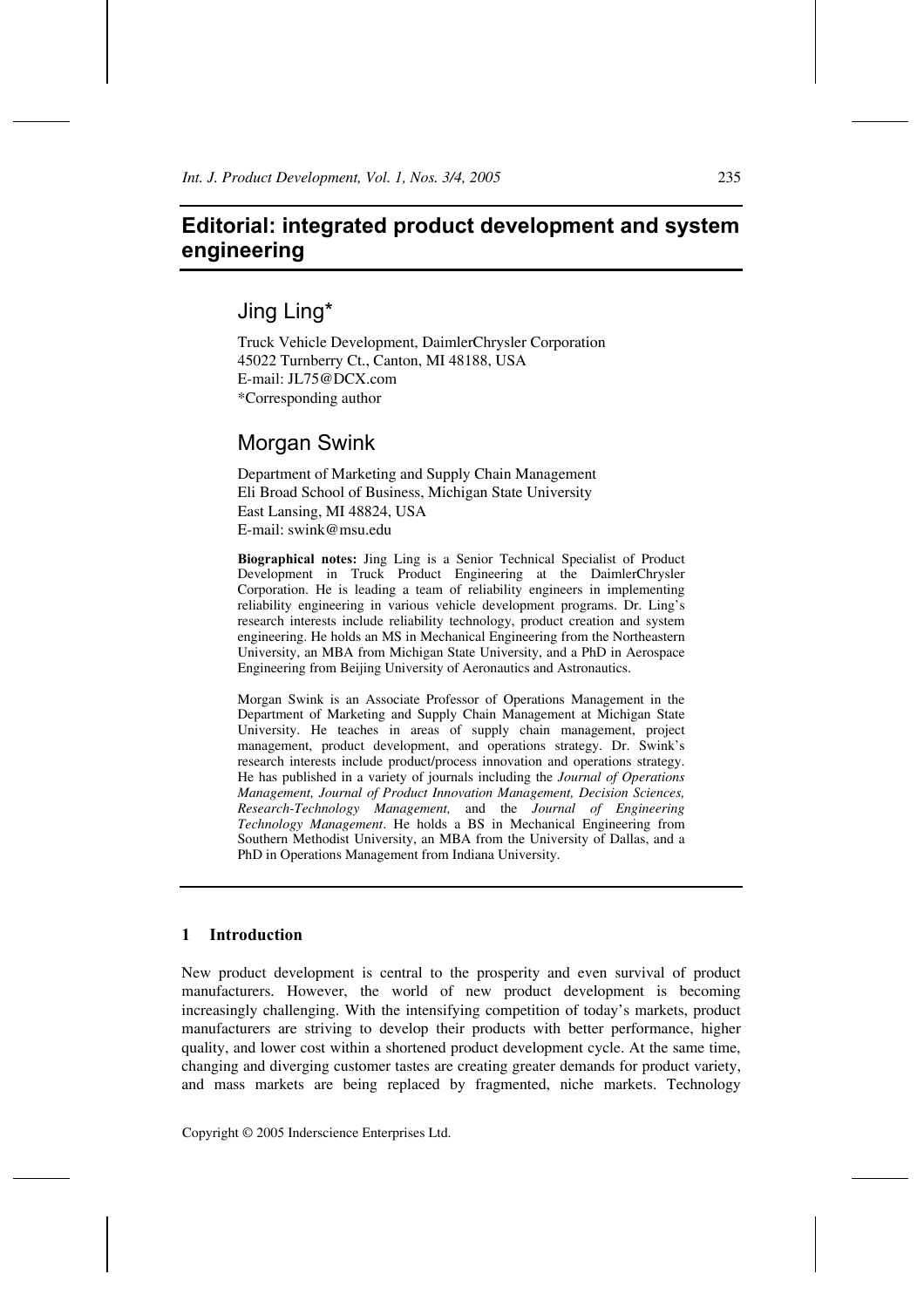# Editorial: integrated product development and system engineering

## Jing Ling*

Truck Vehicle Development, DaimlerChrysler Corporation
45022 Turnberry Ct., Canton, MI 48188, USA
E-mail: JL75@DCX.com
*Corresponding author

## Morgan Swink

Department of Marketing and Supply Chain Management
Eli Broad School of Business, Michigan State University
East Lansing, MI 48824, USA
E-mail: swink@msu.edu

**Biographical notes:** Jing Ling is a Senior Technical Specialist of Product Development in Truck Product Engineering at the DaimlerChrysler Corporation. He is leading a team of reliability engineers in implementing reliability engineering in various vehicle development programs. Dr. Ling's research interests include reliability technology, product creation and system engineering. He holds an MS in Mechanical Engineering from the Northeastern University, an MBA from Michigan State University, and a PhD in Aerospace Engineering from Beijing University of Aeronautics and Astronautics.

Morgan Swink is an Associate Professor of Operations Management in the Department of Marketing and Supply Chain Management at Michigan State University. He teaches in areas of supply chain management, project management, product development, and operations strategy. Dr. Swink's research interests include product/process innovation and operations strategy. He has published in a variety of journals including the *Journal of Operations Management, Journal of Product Innovation Management, Decision Sciences, Research-Technology Management,* and the *Journal of Engineering Technology Management*. He holds a BS in Mechanical Engineering from Southern Methodist University, an MBA from the University of Dallas, and a PhD in Operations Management from Indiana University.

## 1 Introduction

New product development is central to the prosperity and even survival of product manufacturers. However, the world of new product development is becoming increasingly challenging. With the intensifying competition of today's markets, product manufacturers are striving to develop their products with better performance, higher quality, and lower cost within a shortened product development cycle. At the same time, changing and diverging customer tastes are creating greater demands for product variety, and mass markets are being replaced by fragmented, niche markets. Technology

Copyright © 2005 Inderscience Enterprises Ltd.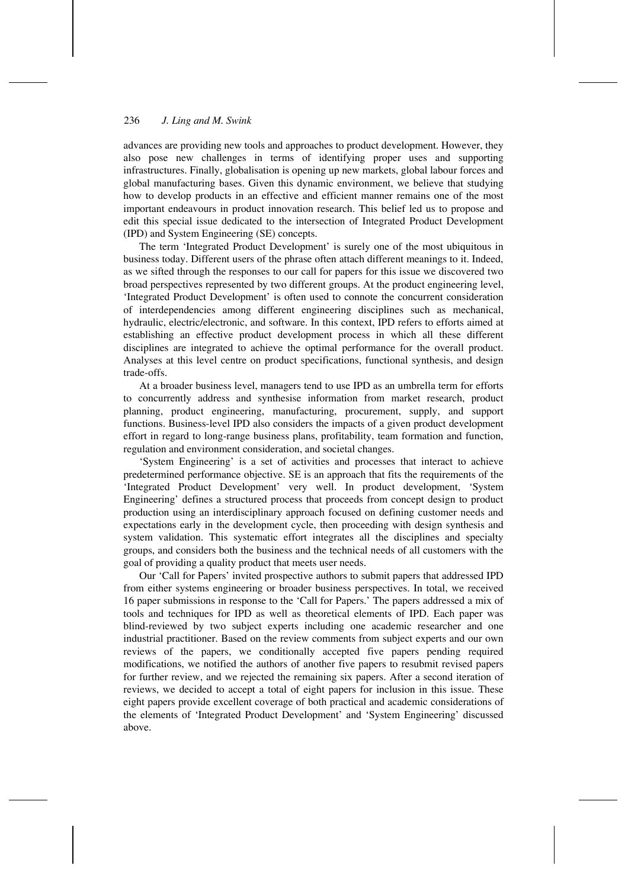advances are providing new tools and approaches to product development. However, they also pose new challenges in terms of identifying proper uses and supporting infrastructures. Finally, globalisation is opening up new markets, global labour forces and global manufacturing bases. Given this dynamic environment, we believe that studying how to develop products in an effective and efficient manner remains one of the most important endeavours in product innovation research. This belief led us to propose and edit this special issue dedicated to the intersection of Integrated Product Development (IPD) and System Engineering (SE) concepts.

The term 'Integrated Product Development' is surely one of the most ubiquitous in business today. Different users of the phrase often attach different meanings to it. Indeed, as we sifted through the responses to our call for papers for this issue we discovered two broad perspectives represented by two different groups. At the product engineering level, 'Integrated Product Development' is often used to connote the concurrent consideration of interdependencies among different engineering disciplines such as mechanical, hydraulic, electric/electronic, and software. In this context, IPD refers to efforts aimed at establishing an effective product development process in which all these different disciplines are integrated to achieve the optimal performance for the overall product. Analyses at this level centre on product specifications, functional synthesis, and design trade-offs.

At a broader business level, managers tend to use IPD as an umbrella term for efforts to concurrently address and synthesise information from market research, product planning, product engineering, manufacturing, procurement, supply, and support functions. Business-level IPD also considers the impacts of a given product development effort in regard to long-range business plans, profitability, team formation and function, regulation and environment consideration, and societal changes.

'System Engineering' is a set of activities and processes that interact to achieve predetermined performance objective. SE is an approach that fits the requirements of the 'Integrated Product Development' very well. In product development, 'System Engineering' defines a structured process that proceeds from concept design to product production using an interdisciplinary approach focused on defining customer needs and expectations early in the development cycle, then proceeding with design synthesis and system validation. This systematic effort integrates all the disciplines and specialty groups, and considers both the business and the technical needs of all customers with the goal of providing a quality product that meets user needs.

Our 'Call for Papers' invited prospective authors to submit papers that addressed IPD from either systems engineering or broader business perspectives. In total, we received 16 paper submissions in response to the 'Call for Papers.' The papers addressed a mix of tools and techniques for IPD as well as theoretical elements of IPD. Each paper was blind-reviewed by two subject experts including one academic researcher and one industrial practitioner. Based on the review comments from subject experts and our own reviews of the papers, we conditionally accepted five papers pending required modifications, we notified the authors of another five papers to resubmit revised papers for further review, and we rejected the remaining six papers. After a second iteration of reviews, we decided to accept a total of eight papers for inclusion in this issue. These eight papers provide excellent coverage of both practical and academic considerations of the elements of 'Integrated Product Development' and 'System Engineering' discussed above.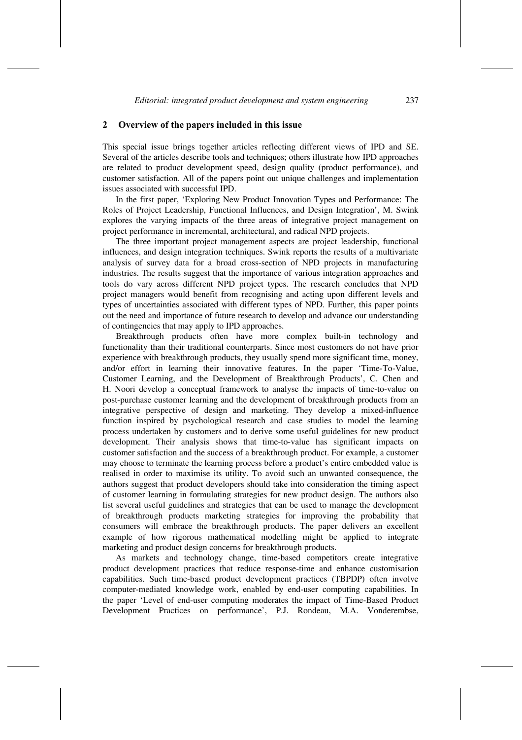## 2 Overview of the papers included in this issue

This special issue brings together articles reflecting different views of IPD and SE. Several of the articles describe tools and techniques; others illustrate how IPD approaches are related to product development speed, design quality (product performance), and customer satisfaction. All of the papers point out unique challenges and implementation issues associated with successful IPD.

In the first paper, 'Exploring New Product Innovation Types and Performance: The Roles of Project Leadership, Functional Influences, and Design Integration', M. Swink explores the varying impacts of the three areas of integrative project management on project performance in incremental, architectural, and radical NPD projects.

The three important project management aspects are project leadership, functional influences, and design integration techniques. Swink reports the results of a multivariate analysis of survey data for a broad cross-section of NPD projects in manufacturing industries. The results suggest that the importance of various integration approaches and tools do vary across different NPD project types. The research concludes that NPD project managers would benefit from recognising and acting upon different levels and types of uncertainties associated with different types of NPD. Further, this paper points out the need and importance of future research to develop and advance our understanding of contingencies that may apply to IPD approaches.

Breakthrough products often have more complex built-in technology and functionality than their traditional counterparts. Since most customers do not have prior experience with breakthrough products, they usually spend more significant time, money, and/or effort in learning their innovative features. In the paper 'Time-To-Value, Customer Learning, and the Development of Breakthrough Products', C. Chen and H. Noori develop a conceptual framework to analyse the impacts of time-to-value on post-purchase customer learning and the development of breakthrough products from an integrative perspective of design and marketing. They develop a mixed-influence function inspired by psychological research and case studies to model the learning process undertaken by customers and to derive some useful guidelines for new product development. Their analysis shows that time-to-value has significant impacts on customer satisfaction and the success of a breakthrough product. For example, a customer may choose to terminate the learning process before a product's entire embedded value is realised in order to maximise its utility. To avoid such an unwanted consequence, the authors suggest that product developers should take into consideration the timing aspect of customer learning in formulating strategies for new product design. The authors also list several useful guidelines and strategies that can be used to manage the development of breakthrough products marketing strategies for improving the probability that consumers will embrace the breakthrough products. The paper delivers an excellent example of how rigorous mathematical modelling might be applied to integrate marketing and product design concerns for breakthrough products.

As markets and technology change, time-based competitors create integrative product development practices that reduce response-time and enhance customisation capabilities. Such time-based product development practices (TBPDP) often involve computer-mediated knowledge work, enabled by end-user computing capabilities. In the paper 'Level of end-user computing moderates the impact of Time-Based Product Development Practices on performance', P.J. Rondeau, M.A. Vonderembse,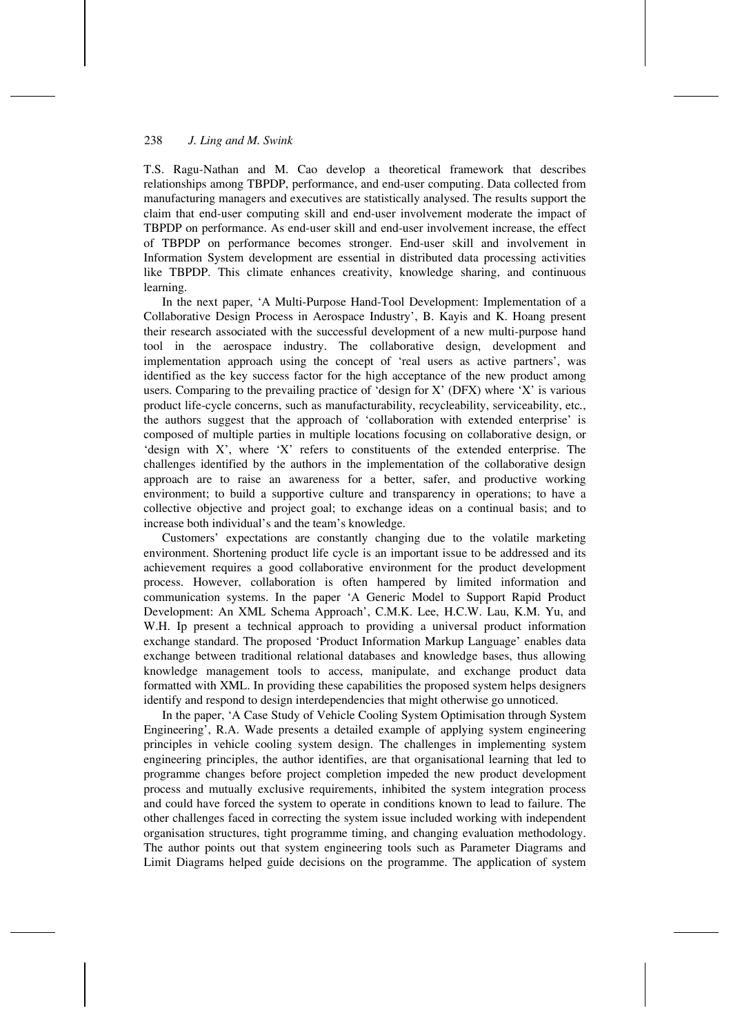T.S. Ragu-Nathan and M. Cao develop a theoretical framework that describes relationships among TBPDP, performance, and end-user computing. Data collected from manufacturing managers and executives are statistically analysed. The results support the claim that end-user computing skill and end-user involvement moderate the impact of TBPDP on performance. As end-user skill and end-user involvement increase, the effect of TBPDP on performance becomes stronger. End-user skill and involvement in Information System development are essential in distributed data processing activities like TBPDP. This climate enhances creativity, knowledge sharing, and continuous learning.

In the next paper, 'A Multi-Purpose Hand-Tool Development: Implementation of a Collaborative Design Process in Aerospace Industry', B. Kayis and K. Hoang present their research associated with the successful development of a new multi-purpose hand tool in the aerospace industry. The collaborative design, development and implementation approach using the concept of 'real users as active partners', was identified as the key success factor for the high acceptance of the new product among users. Comparing to the prevailing practice of 'design for X' (DFX) where 'X' is various product life-cycle concerns, such as manufacturability, recycleability, serviceability, etc., the authors suggest that the approach of 'collaboration with extended enterprise' is composed of multiple parties in multiple locations focusing on collaborative design, or 'design with X', where 'X' refers to constituents of the extended enterprise. The challenges identified by the authors in the implementation of the collaborative design approach are to raise an awareness for a better, safer, and productive working environment; to build a supportive culture and transparency in operations; to have a collective objective and project goal; to exchange ideas on a continual basis; and to increase both individual's and the team's knowledge.

Customers' expectations are constantly changing due to the volatile marketing environment. Shortening product life cycle is an important issue to be addressed and its achievement requires a good collaborative environment for the product development process. However, collaboration is often hampered by limited information and communication systems. In the paper 'A Generic Model to Support Rapid Product Development: An XML Schema Approach', C.M.K. Lee, H.C.W. Lau, K.M. Yu, and W.H. Ip present a technical approach to providing a universal product information exchange standard. The proposed 'Product Information Markup Language' enables data exchange between traditional relational databases and knowledge bases, thus allowing knowledge management tools to access, manipulate, and exchange product data formatted with XML. In providing these capabilities the proposed system helps designers identify and respond to design interdependencies that might otherwise go unnoticed.

In the paper, 'A Case Study of Vehicle Cooling System Optimisation through System Engineering', R.A. Wade presents a detailed example of applying system engineering principles in vehicle cooling system design. The challenges in implementing system engineering principles, the author identifies, are that organisational learning that led to programme changes before project completion impeded the new product development process and mutually exclusive requirements, inhibited the system integration process and could have forced the system to operate in conditions known to lead to failure. The other challenges faced in correcting the system issue included working with independent organisation structures, tight programme timing, and changing evaluation methodology. The author points out that system engineering tools such as Parameter Diagrams and Limit Diagrams helped guide decisions on the programme. The application of system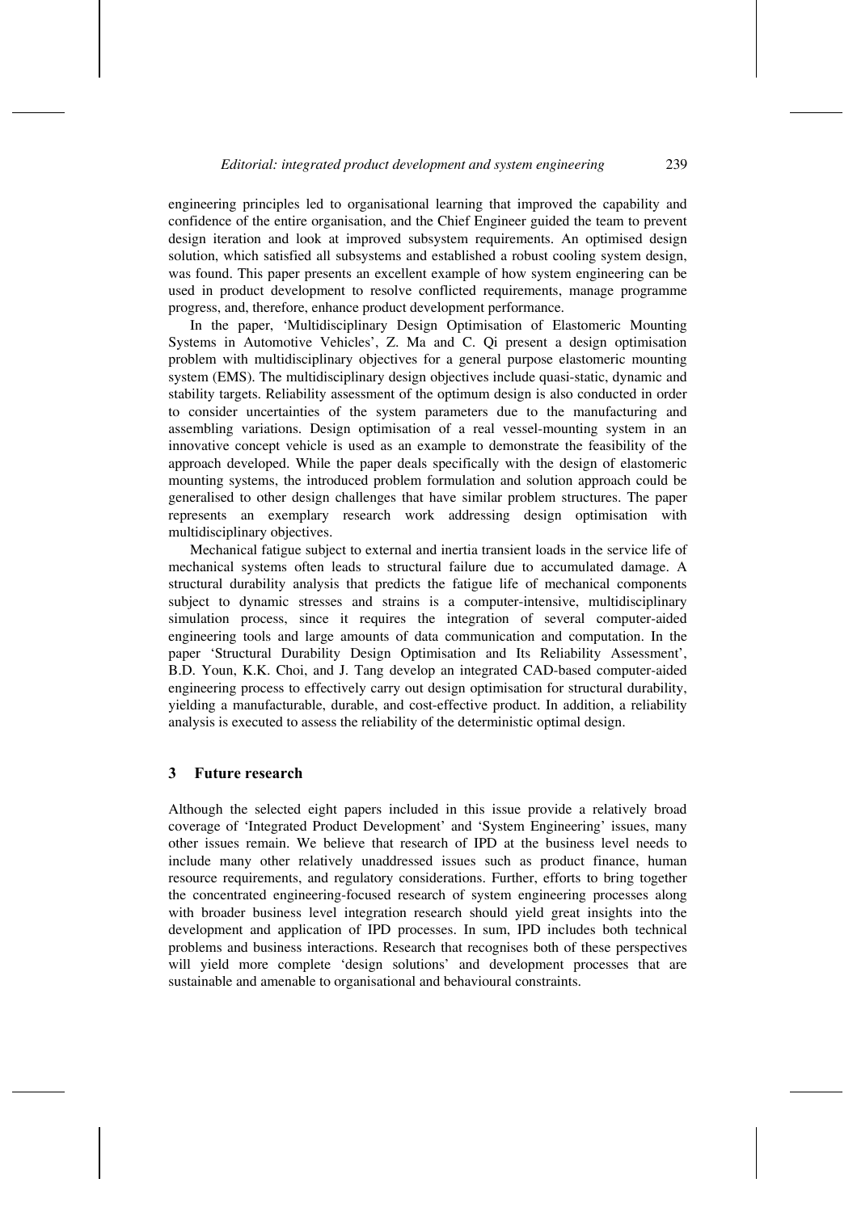engineering principles led to organisational learning that improved the capability and confidence of the entire organisation, and the Chief Engineer guided the team to prevent design iteration and look at improved subsystem requirements. An optimised design solution, which satisfied all subsystems and established a robust cooling system design, was found. This paper presents an excellent example of how system engineering can be used in product development to resolve conflicted requirements, manage programme progress, and, therefore, enhance product development performance.

In the paper, 'Multidisciplinary Design Optimisation of Elastomeric Mounting Systems in Automotive Vehicles', Z. Ma and C. Qi present a design optimisation problem with multidisciplinary objectives for a general purpose elastomeric mounting system (EMS). The multidisciplinary design objectives include quasi-static, dynamic and stability targets. Reliability assessment of the optimum design is also conducted in order to consider uncertainties of the system parameters due to the manufacturing and assembling variations. Design optimisation of a real vessel-mounting system in an innovative concept vehicle is used as an example to demonstrate the feasibility of the approach developed. While the paper deals specifically with the design of elastomeric mounting systems, the introduced problem formulation and solution approach could be generalised to other design challenges that have similar problem structures. The paper represents an exemplary research work addressing design optimisation with multidisciplinary objectives.

Mechanical fatigue subject to external and inertia transient loads in the service life of mechanical systems often leads to structural failure due to accumulated damage. A structural durability analysis that predicts the fatigue life of mechanical components subject to dynamic stresses and strains is a computer-intensive, multidisciplinary simulation process, since it requires the integration of several computer-aided engineering tools and large amounts of data communication and computation. In the paper 'Structural Durability Design Optimisation and Its Reliability Assessment', B.D. Youn, K.K. Choi, and J. Tang develop an integrated CAD-based computer-aided engineering process to effectively carry out design optimisation for structural durability, yielding a manufacturable, durable, and cost-effective product. In addition, a reliability analysis is executed to assess the reliability of the deterministic optimal design.

## 3 Future research

Although the selected eight papers included in this issue provide a relatively broad coverage of 'Integrated Product Development' and 'System Engineering' issues, many other issues remain. We believe that research of IPD at the business level needs to include many other relatively unaddressed issues such as product finance, human resource requirements, and regulatory considerations. Further, efforts to bring together the concentrated engineering-focused research of system engineering processes along with broader business level integration research should yield great insights into the development and application of IPD processes. In sum, IPD includes both technical problems and business interactions. Research that recognises both of these perspectives will yield more complete 'design solutions' and development processes that are sustainable and amenable to organisational and behavioural constraints.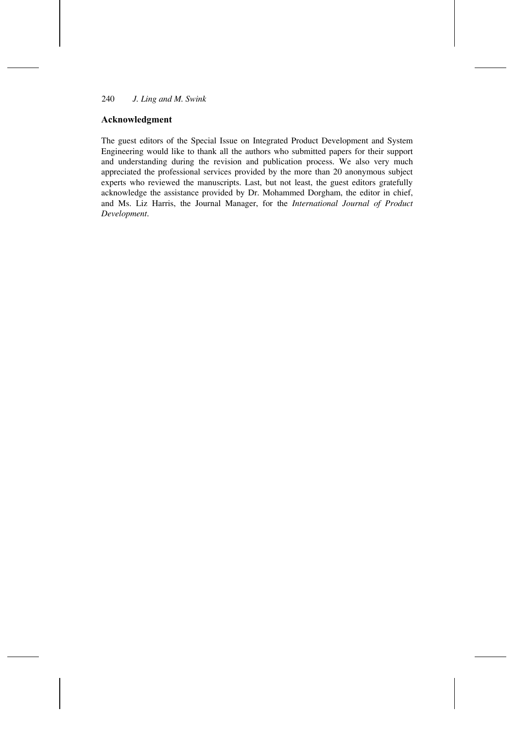## Acknowledgment

The guest editors of the Special Issue on Integrated Product Development and System Engineering would like to thank all the authors who submitted papers for their support and understanding during the revision and publication process. We also very much appreciated the professional services provided by the more than 20 anonymous subject experts who reviewed the manuscripts. Last, but not least, the guest editors gratefully acknowledge the assistance provided by Dr. Mohammed Dorgham, the editor in chief, and Ms. Liz Harris, the Journal Manager, for the *International Journal of Product Development*.